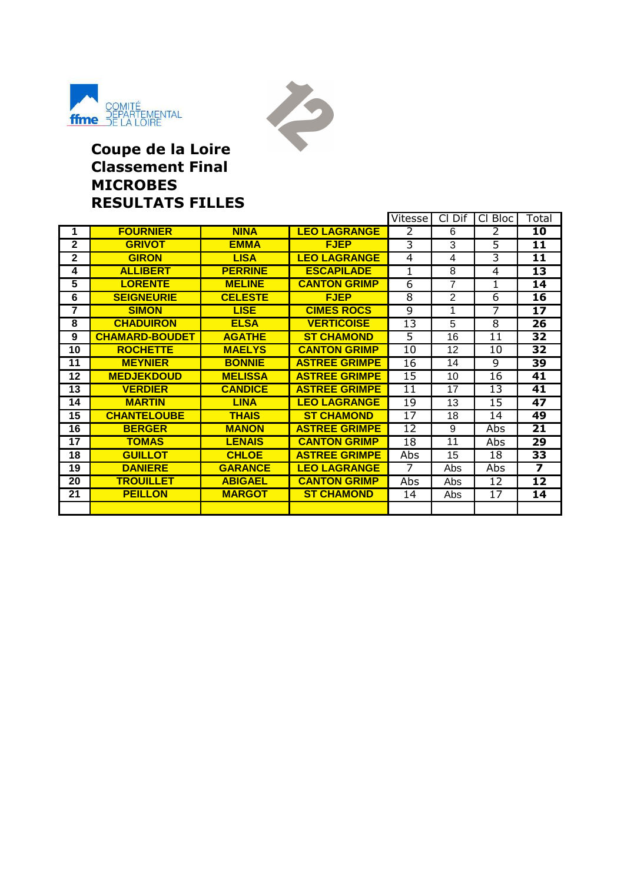ffme COMITÉ DÉPARTEMENTAL DE LA LOIRE

**Coupe de la Loire**
**Classement Final**
**MICROBES**
**RESULTATS FILLES**

| | | | | Vitesse | Cl Dif | Cl Bloc | Total |
|---|---|---|---|---|---|---|---|
| **1** | **FOURNIER** | **NINA** | **LEO LAGRANGE** | 2 | 6 | 2 | **10** |
| **2** | **GRIVOT** | **EMMA** | **FJEP** | 3 | 3 | 5 | **11** |
| **2** | **GIRON** | **LISA** | **LEO LAGRANGE** | 4 | 4 | 3 | **11** |
| **4** | **ALLIBERT** | **PERRINE** | **ESCAPILADE** | 1 | 8 | 4 | **13** |
| **5** | **LORENTE** | **MELINE** | **CANTON GRIMP** | 6 | 7 | 1 | **14** |
| **6** | **SEIGNEURIE** | **CELESTE** | **FJEP** | 8 | 2 | 6 | **16** |
| **7** | **SIMON** | **LISE** | **CIMES ROCS** | 9 | 1 | 7 | **17** |
| **8** | **CHADUIRON** | **ELSA** | **VERTICOISE** | 13 | 5 | 8 | **26** |
| **9** | **CHAMARD-BOUDET** | **AGATHE** | **ST CHAMOND** | 5 | 16 | 11 | **32** |
| **10** | **ROCHETTE** | **MAELYS** | **CANTON GRIMP** | 10 | 12 | 10 | **32** |
| **11** | **MEYNIER** | **BONNIE** | **ASTREE GRIMPE** | 16 | 14 | 9 | **39** |
| **12** | **MEDJEKDOUD** | **MELISSA** | **ASTREE GRIMPE** | 15 | 10 | 16 | **41** |
| **13** | **VERDIER** | **CANDICE** | **ASTREE GRIMPE** | 11 | 17 | 13 | **41** |
| **14** | **MARTIN** | **LINA** | **LEO LAGRANGE** | 19 | 13 | 15 | **47** |
| **15** | **CHANTELOUBE** | **THAIS** | **ST CHAMOND** | 17 | 18 | 14 | **49** |
| **16** | **BERGER** | **MANON** | **ASTREE GRIMPE** | 12 | 9 | Abs | **21** |
| **17** | **TOMAS** | **LENAIS** | **CANTON GRIMP** | 18 | 11 | Abs | **29** |
| **18** | **GUILLOT** | **CHLOE** | **ASTREE GRIMPE** | Abs | 15 | 18 | **33** |
| **19** | **DANIERE** | **GARANCE** | **LEO LAGRANGE** | 7 | Abs | Abs | **7** |
| **20** | **TROUILLET** | **ABIGAEL** | **CANTON GRIMP** | Abs | Abs | 12 | **12** |
| **21** | **PEILLON** | **MARGOT** | **ST CHAMOND** | 14 | Abs | 17 | **14** |
| | | | | | | | |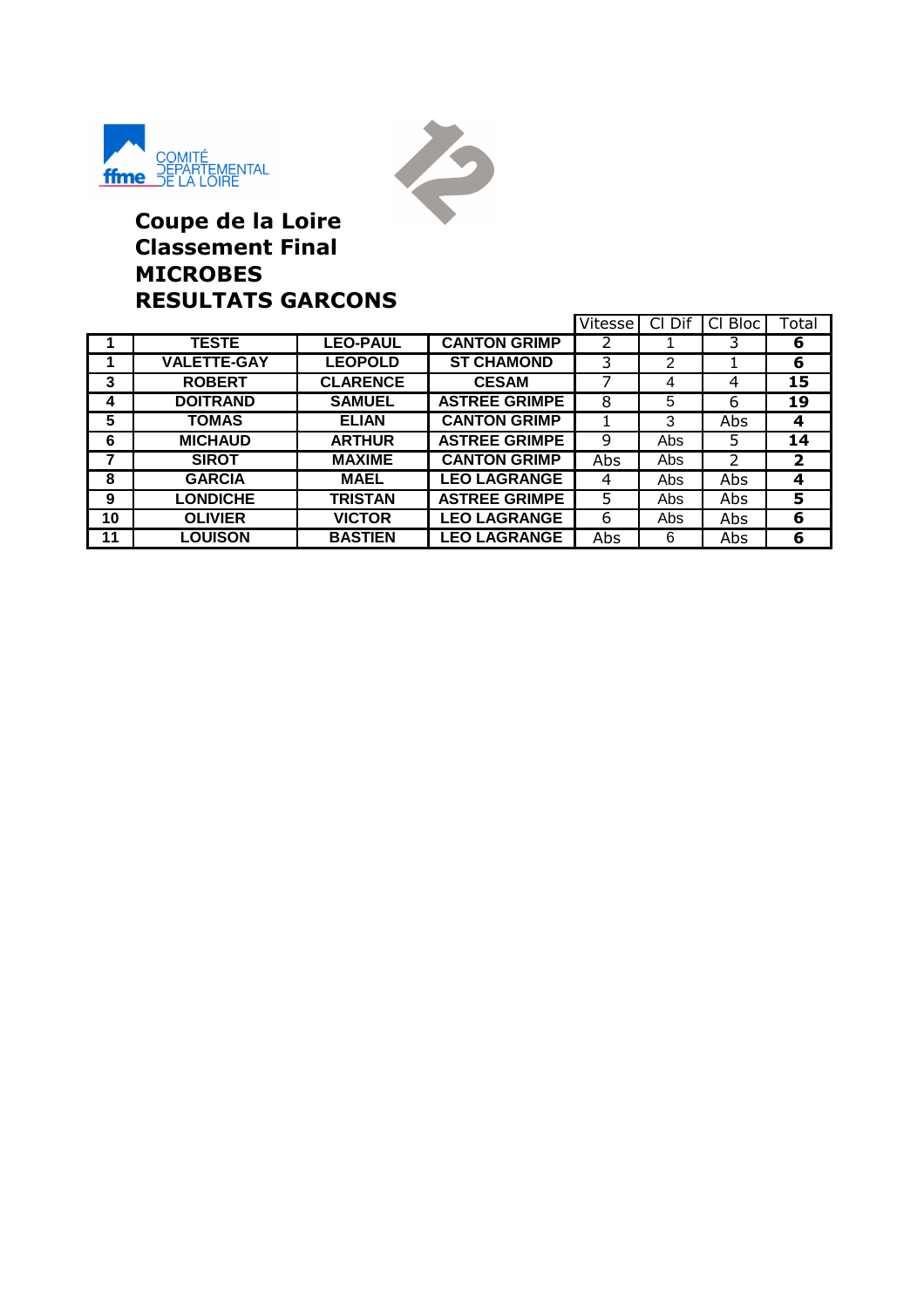COMITÉ DÉPARTEMENTAL DE LA LOIRE

**Coupe de la Loire**
**Classement Final**
**MICROBES**
**RESULTATS GARCONS**

| | | | | Vitesse | Cl Dif | Cl Bloc | Total |
|---|---|---|---|---|---|---|---|
| 1 | TESTE | LEO-PAUL | CANTON GRIMP | 2 | 1 | 3 | 6 |
| 1 | VALETTE-GAY | LEOPOLD | ST CHAMOND | 3 | 2 | 1 | 6 |
| 3 | ROBERT | CLARENCE | CESAM | 7 | 4 | 4 | 15 |
| 4 | DOITRAND | SAMUEL | ASTREE GRIMPE | 8 | 5 | 6 | 19 |
| 5 | TOMAS | ELIAN | CANTON GRIMP | 1 | 3 | Abs | 4 |
| 6 | MICHAUD | ARTHUR | ASTREE GRIMPE | 9 | Abs | 5 | 14 |
| 7 | SIROT | MAXIME | CANTON GRIMP | Abs | Abs | 2 | 2 |
| 8 | GARCIA | MAEL | LEO LAGRANGE | 4 | Abs | Abs | 4 |
| 9 | LONDICHE | TRISTAN | ASTREE GRIMPE | 5 | Abs | Abs | 5 |
| 10 | OLIVIER | VICTOR | LEO LAGRANGE | 6 | Abs | Abs | 6 |
| 11 | LOUISON | BASTIEN | LEO LAGRANGE | Abs | 6 | Abs | 6 |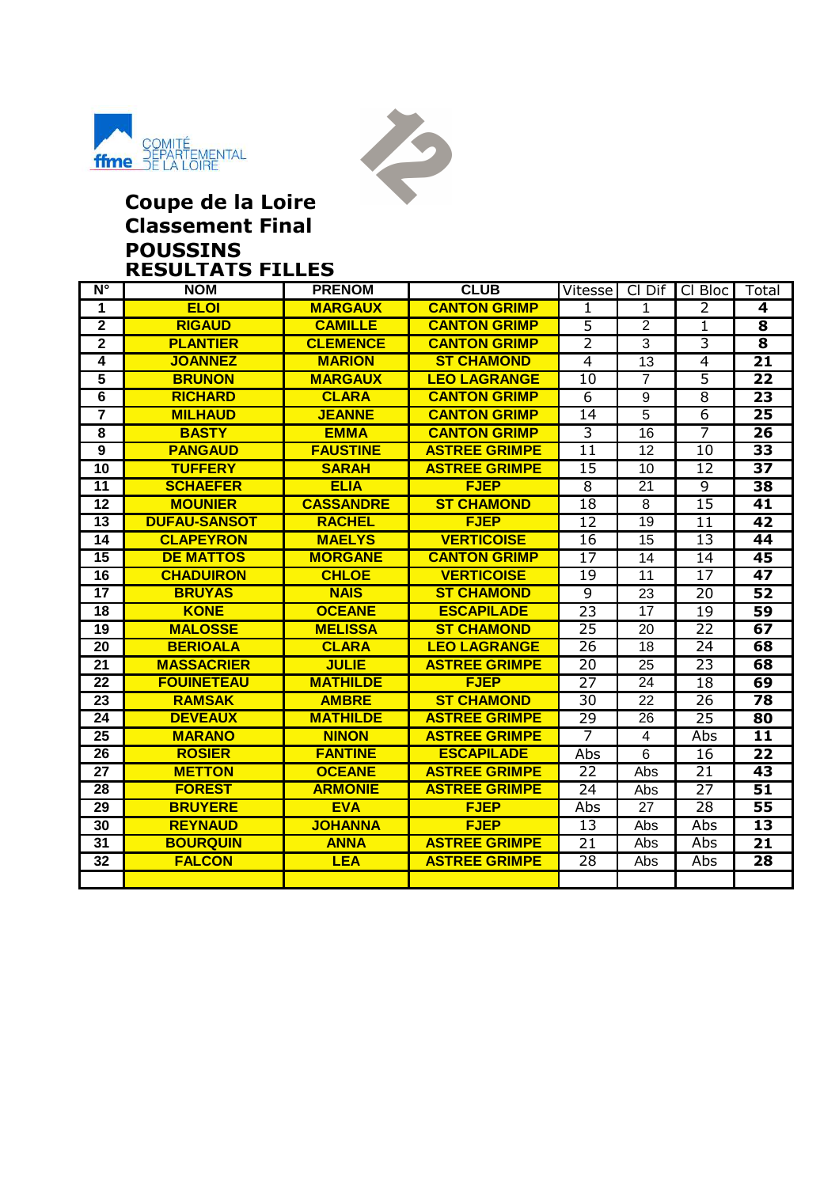COMITÉ DÉPARTEMENTAL DE LA LOIRE

## Coupe de la Loire
## Classement Final
## POUSSINS
## RESULTATS FILLES

| N° | NOM | PRENOM | CLUB | Vitesse | Cl Dif | Cl Bloc | Total |
|---|---|---|---|---|---|---|---|
| 1 | ELOI | MARGAUX | CANTON GRIMP | 1 | 1 | 2 | **4** |
| 2 | RIGAUD | CAMILLE | CANTON GRIMP | 5 | 2 | 1 | **8** |
| 2 | PLANTIER | CLEMENCE | CANTON GRIMP | 2 | 3 | 3 | **8** |
| 4 | JOANNEZ | MARION | ST CHAMOND | 4 | 13 | 4 | **21** |
| 5 | BRUNON | MARGAUX | LEO LAGRANGE | 10 | 7 | 5 | **22** |
| 6 | RICHARD | CLARA | CANTON GRIMP | 6 | 9 | 8 | **23** |
| 7 | MILHAUD | JEANNE | CANTON GRIMP | 14 | 5 | 6 | **25** |
| 8 | BASTY | EMMA | CANTON GRIMP | 3 | 16 | 7 | **26** |
| 9 | PANGAUD | FAUSTINE | ASTREE GRIMPE | 11 | 12 | 10 | **33** |
| 10 | TUFFERY | SARAH | ASTREE GRIMPE | 15 | 10 | 12 | **37** |
| 11 | SCHAEFER | ELIA | FJEP | 8 | 21 | 9 | **38** |
| 12 | MOUNIER | CASSANDRE | ST CHAMOND | 18 | 8 | 15 | **41** |
| 13 | DUFAU-SANSOT | RACHEL | FJEP | 12 | 19 | 11 | **42** |
| 14 | CLAPEYRON | MAELYS | VERTICOISE | 16 | 15 | 13 | **44** |
| 15 | DE MATTOS | MORGANE | CANTON GRIMP | 17 | 14 | 14 | **45** |
| 16 | CHADUIRON | CHLOE | VERTICOISE | 19 | 11 | 17 | **47** |
| 17 | BRUYAS | NAIS | ST CHAMOND | 9 | 23 | 20 | **52** |
| 18 | KONE | OCEANE | ESCAPILADE | 23 | 17 | 19 | **59** |
| 19 | MALOSSE | MELISSA | ST CHAMOND | 25 | 20 | 22 | **67** |
| 20 | BERIOALA | CLARA | LEO LAGRANGE | 26 | 18 | 24 | **68** |
| 21 | MASSACRIER | JULIE | ASTREE GRIMPE | 20 | 25 | 23 | **68** |
| 22 | FOUINETEAU | MATHILDE | FJEP | 27 | 24 | 18 | **69** |
| 23 | RAMSAK | AMBRE | ST CHAMOND | 30 | 22 | 26 | **78** |
| 24 | DEVEAUX | MATHILDE | ASTREE GRIMPE | 29 | 26 | 25 | **80** |
| 25 | MARANO | NINON | ASTREE GRIMPE | 7 | 4 | Abs | **11** |
| 26 | ROSIER | FANTINE | ESCAPILADE | Abs | 6 | 16 | **22** |
| 27 | METTON | OCEANE | ASTREE GRIMPE | 22 | Abs | 21 | **43** |
| 28 | FOREST | ARMONIE | ASTREE GRIMPE | 24 | Abs | 27 | **51** |
| 29 | BRUYERE | EVA | FJEP | Abs | 27 | 28 | **55** |
| 30 | REYNAUD | JOHANNA | FJEP | 13 | Abs | Abs | **13** |
| 31 | BOURQUIN | ANNA | ASTREE GRIMPE | 21 | Abs | Abs | **21** |
| 32 | FALCON | LEA | ASTREE GRIMPE | 28 | Abs | Abs | **28** |
| | | | | | | | |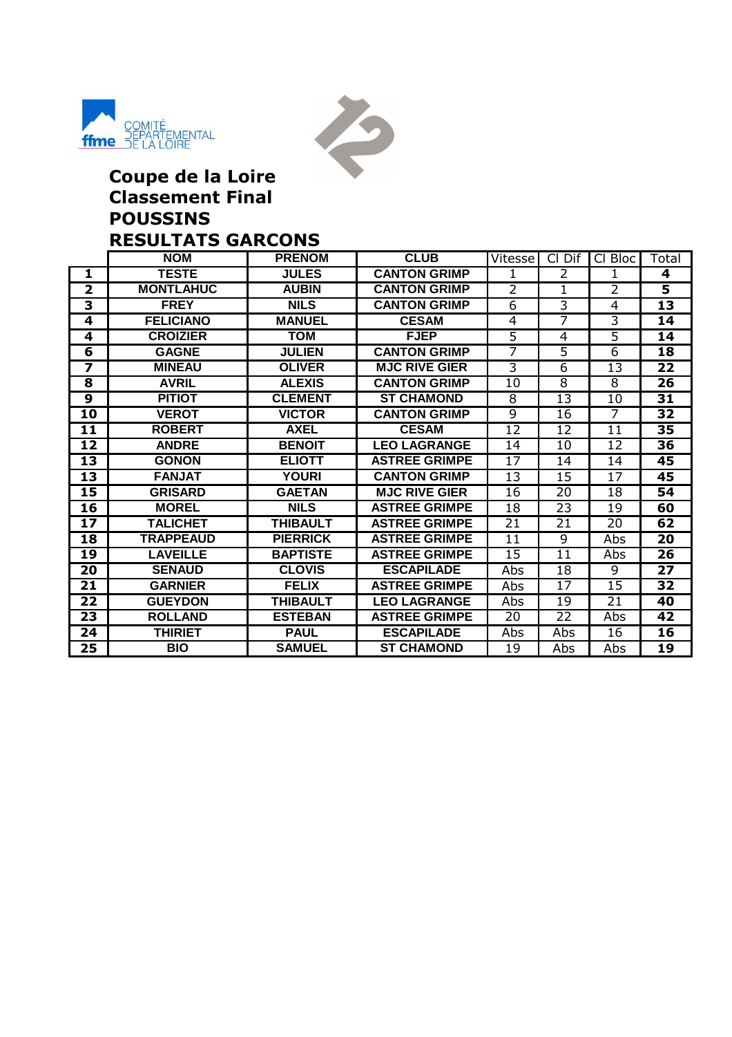COMITÉ DÉPARTEMENTAL DE LA LOIRE

## Coupe de la Loire
## Classement Final
## POUSSINS
## RESULTATS GARCONS

| | NOM | PRENOM | CLUB | Vitesse | Cl Dif | Cl Bloc | Total |
|---|---|---|---|---|---|---|---|
| 1 | TESTE | JULES | CANTON GRIMP | 1 | 2 | 1 | 4 |
| 2 | MONTLAHUC | AUBIN | CANTON GRIMP | 2 | 1 | 2 | 5 |
| 3 | FREY | NILS | CANTON GRIMP | 6 | 3 | 4 | 13 |
| 4 | FELICIANO | MANUEL | CESAM | 4 | 7 | 3 | 14 |
| 4 | CROIZIER | TOM | FJEP | 5 | 4 | 5 | 14 |
| 6 | GAGNE | JULIEN | CANTON GRIMP | 7 | 5 | 6 | 18 |
| 7 | MINEAU | OLIVER | MJC RIVE GIER | 3 | 6 | 13 | 22 |
| 8 | AVRIL | ALEXIS | CANTON GRIMP | 10 | 8 | 8 | 26 |
| 9 | PITIOT | CLEMENT | ST CHAMOND | 8 | 13 | 10 | 31 |
| 10 | VEROT | VICTOR | CANTON GRIMP | 9 | 16 | 7 | 32 |
| 11 | ROBERT | AXEL | CESAM | 12 | 12 | 11 | 35 |
| 12 | ANDRE | BENOIT | LEO LAGRANGE | 14 | 10 | 12 | 36 |
| 13 | GONON | ELIOTT | ASTREE GRIMPE | 17 | 14 | 14 | 45 |
| 13 | FANJAT | YOURI | CANTON GRIMP | 13 | 15 | 17 | 45 |
| 15 | GRISARD | GAETAN | MJC RIVE GIER | 16 | 20 | 18 | 54 |
| 16 | MOREL | NILS | ASTREE GRIMPE | 18 | 23 | 19 | 60 |
| 17 | TALICHET | THIBAULT | ASTREE GRIMPE | 21 | 21 | 20 | 62 |
| 18 | TRAPPEAUD | PIERRICK | ASTREE GRIMPE | 11 | 9 | Abs | 20 |
| 19 | LAVEILLE | BAPTISTE | ASTREE GRIMPE | 15 | 11 | Abs | 26 |
| 20 | SENAUD | CLOVIS | ESCAPILADE | Abs | 18 | 9 | 27 |
| 21 | GARNIER | FELIX | ASTREE GRIMPE | Abs | 17 | 15 | 32 |
| 22 | GUEYDON | THIBAULT | LEO LAGRANGE | Abs | 19 | 21 | 40 |
| 23 | ROLLAND | ESTEBAN | ASTREE GRIMPE | 20 | 22 | Abs | 42 |
| 24 | THIRIET | PAUL | ESCAPILADE | Abs | Abs | 16 | 16 |
| 25 | BIO | SAMUEL | ST CHAMOND | 19 | Abs | Abs | 19 |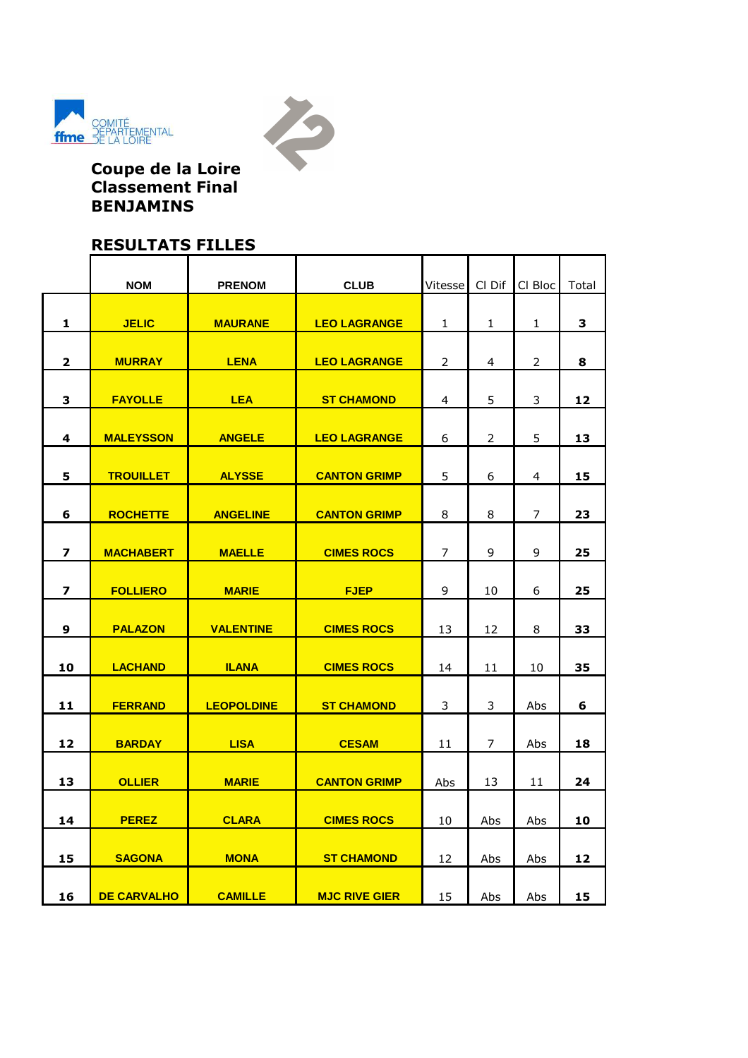COMITÉ DÉPARTEMENTAL DE LA LOIRE

**Coupe de la Loire**
**Classement Final**
**BENJAMINS**

## RESULTATS FILLES

| | NOM | PRENOM | CLUB | Vitesse | Cl Dif | Cl Bloc | Total |
|---|---|---|---|---|---|---|---|
| **1** | **JELIC** | **MAURANE** | **LEO LAGRANGE** | 1 | 1 | 1 | **3** |
| **2** | **MURRAY** | **LENA** | **LEO LAGRANGE** | 2 | 4 | 2 | **8** |
| **3** | **FAYOLLE** | **LEA** | **ST CHAMOND** | 4 | 5 | 3 | **12** |
| **4** | **MALEYSSON** | **ANGELE** | **LEO LAGRANGE** | 6 | 2 | 5 | **13** |
| **5** | **TROUILLET** | **ALYSSE** | **CANTON GRIMP** | 5 | 6 | 4 | **15** |
| **6** | **ROCHETTE** | **ANGELINE** | **CANTON GRIMP** | 8 | 8 | 7 | **23** |
| **7** | **MACHABERT** | **MAELLE** | **CIMES ROCS** | 7 | 9 | 9 | **25** |
| **7** | **FOLLIERO** | **MARIE** | **FJEP** | 9 | 10 | 6 | **25** |
| **9** | **PALAZON** | **VALENTINE** | **CIMES ROCS** | 13 | 12 | 8 | **33** |
| **10** | **LACHAND** | **ILANA** | **CIMES ROCS** | 14 | 11 | 10 | **35** |
| **11** | **FERRAND** | **LEOPOLDINE** | **ST CHAMOND** | 3 | 3 | Abs | **6** |
| **12** | **BARDAY** | **LISA** | **CESAM** | 11 | 7 | Abs | **18** |
| **13** | **OLLIER** | **MARIE** | **CANTON GRIMP** | Abs | 13 | 11 | **24** |
| **14** | **PEREZ** | **CLARA** | **CIMES ROCS** | 10 | Abs | Abs | **10** |
| **15** | **SAGONA** | **MONA** | **ST CHAMOND** | 12 | Abs | Abs | **12** |
| **16** | **DE CARVALHO** | **CAMILLE** | **MJC RIVE GIER** | 15 | Abs | Abs | **15** |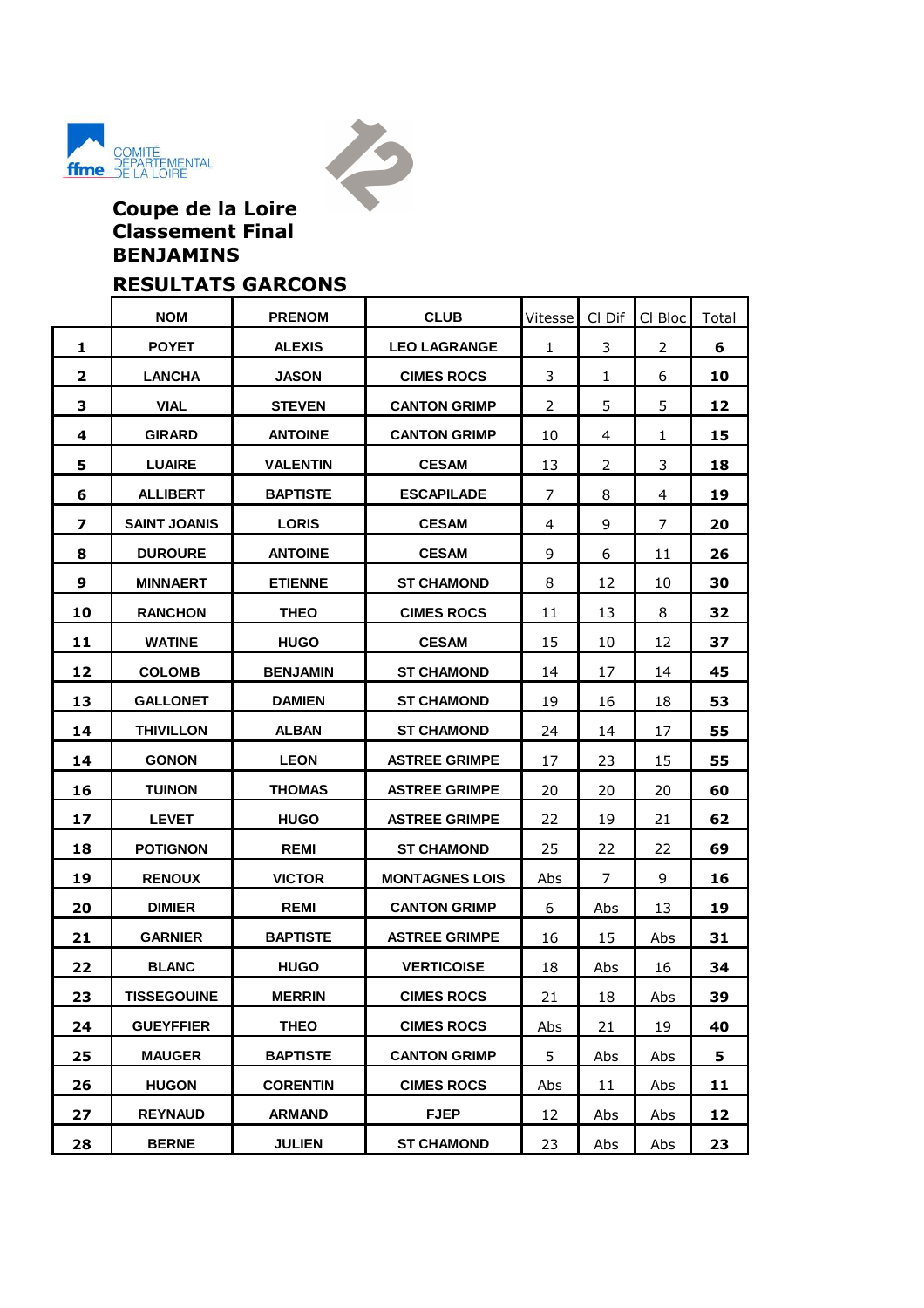COMITÉ DÉPARTEMENTAL DE LA LOIRE

**Coupe de la Loire**
**Classement Final**
**BENJAMINS**

## RESULTATS GARCONS

| | NOM | PRENOM | CLUB | Vitesse | Cl Dif | Cl Bloc | Total |
|---|---|---|---|---|---|---|---|
| 1 | POYET | ALEXIS | LEO LAGRANGE | 1 | 3 | 2 | 6 |
| 2 | LANCHA | JASON | CIMES ROCS | 3 | 1 | 6 | 10 |
| 3 | VIAL | STEVEN | CANTON GRIMP | 2 | 5 | 5 | 12 |
| 4 | GIRARD | ANTOINE | CANTON GRIMP | 10 | 4 | 1 | 15 |
| 5 | LUAIRE | VALENTIN | CESAM | 13 | 2 | 3 | 18 |
| 6 | ALLIBERT | BAPTISTE | ESCAPILADE | 7 | 8 | 4 | 19 |
| 7 | SAINT JOANIS | LORIS | CESAM | 4 | 9 | 7 | 20 |
| 8 | DUROURE | ANTOINE | CESAM | 9 | 6 | 11 | 26 |
| 9 | MINNAERT | ETIENNE | ST CHAMOND | 8 | 12 | 10 | 30 |
| 10 | RANCHON | THEO | CIMES ROCS | 11 | 13 | 8 | 32 |
| 11 | WATINE | HUGO | CESAM | 15 | 10 | 12 | 37 |
| 12 | COLOMB | BENJAMIN | ST CHAMOND | 14 | 17 | 14 | 45 |
| 13 | GALLONET | DAMIEN | ST CHAMOND | 19 | 16 | 18 | 53 |
| 14 | THIVILLON | ALBAN | ST CHAMOND | 24 | 14 | 17 | 55 |
| 14 | GONON | LEON | ASTREE GRIMPE | 17 | 23 | 15 | 55 |
| 16 | TUINON | THOMAS | ASTREE GRIMPE | 20 | 20 | 20 | 60 |
| 17 | LEVET | HUGO | ASTREE GRIMPE | 22 | 19 | 21 | 62 |
| 18 | POTIGNON | REMI | ST CHAMOND | 25 | 22 | 22 | 69 |
| 19 | RENOUX | VICTOR | MONTAGNES LOIS | Abs | 7 | 9 | 16 |
| 20 | DIMIER | REMI | CANTON GRIMP | 6 | Abs | 13 | 19 |
| 21 | GARNIER | BAPTISTE | ASTREE GRIMPE | 16 | 15 | Abs | 31 |
| 22 | BLANC | HUGO | VERTICOISE | 18 | Abs | 16 | 34 |
| 23 | TISSEGOUINE | MERRIN | CIMES ROCS | 21 | 18 | Abs | 39 |
| 24 | GUEYFFIER | THEO | CIMES ROCS | Abs | 21 | 19 | 40 |
| 25 | MAUGER | BAPTISTE | CANTON GRIMP | 5 | Abs | Abs | 5 |
| 26 | HUGON | CORENTIN | CIMES ROCS | Abs | 11 | Abs | 11 |
| 27 | REYNAUD | ARMAND | FJEP | 12 | Abs | Abs | 12 |
| 28 | BERNE | JULIEN | ST CHAMOND | 23 | Abs | Abs | 23 |